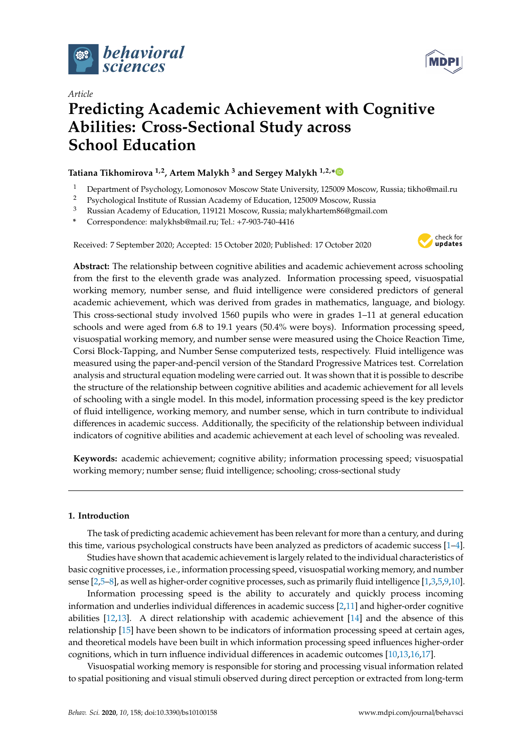*Article*

# Predicting Academic Achievement with Cognitive Abilities: Cross-Sectional Study across School Education

**Tatiana Tikhomirova [1,2], Artem Malykh [3] and Sergey Malykh [1,2,*]**

[1] Department of Psychology, Lomonosov Moscow State University, 125009 Moscow, Russia; tikho@mail.ru
[2] Psychological Institute of Russian Academy of Education, 125009 Moscow, Russia
[3] Russian Academy of Education, 119121 Moscow, Russia; malykhartem86@gmail.com
* Correspondence: malykhsb@mail.ru; Tel.: +7-903-740-4416

Received: 7 September 2020; Accepted: 15 October 2020; Published: 17 October 2020

**Abstract:** The relationship between cognitive abilities and academic achievement across schooling from the first to the eleventh grade was analyzed. Information processing speed, visuospatial working memory, number sense, and fluid intelligence were considered predictors of general academic achievement, which was derived from grades in mathematics, language, and biology. This cross-sectional study involved 1560 pupils who were in grades 1–11 at general education schools and were aged from 6.8 to 19.1 years (50.4% were boys). Information processing speed, visuospatial working memory, and number sense were measured using the Choice Reaction Time, Corsi Block-Tapping, and Number Sense computerized tests, respectively. Fluid intelligence was measured using the paper-and-pencil version of the Standard Progressive Matrices test. Correlation analysis and structural equation modeling were carried out. It was shown that it is possible to describe the structure of the relationship between cognitive abilities and academic achievement for all levels of schooling with a single model. In this model, information processing speed is the key predictor of fluid intelligence, working memory, and number sense, which in turn contribute to individual differences in academic success. Additionally, the specificity of the relationship between individual indicators of cognitive abilities and academic achievement at each level of schooling was revealed.

**Keywords:** academic achievement; cognitive ability; information processing speed; visuospatial working memory; number sense; fluid intelligence; schooling; cross-sectional study

## 1. Introduction

The task of predicting academic achievement has been relevant for more than a century, and during this time, various psychological constructs have been analyzed as predictors of academic success [1–4].

Studies have shown that academic achievement is largely related to the individual characteristics of basic cognitive processes, i.e., information processing speed, visuospatial working memory, and number sense [2,5–8], as well as higher-order cognitive processes, such as primarily fluid intelligence [1,3,5,9,10].

Information processing speed is the ability to accurately and quickly process incoming information and underlies individual differences in academic success [2,11] and higher-order cognitive abilities [12,13]. A direct relationship with academic achievement [14] and the absence of this relationship [15] have been shown to be indicators of information processing speed at certain ages, and theoretical models have been built in which information processing speed influences higher-order cognitions, which in turn influence individual differences in academic outcomes [10,13,16,17].

Visuospatial working memory is responsible for storing and processing visual information related to spatial positioning and visual stimuli observed during direct perception or extracted from long-term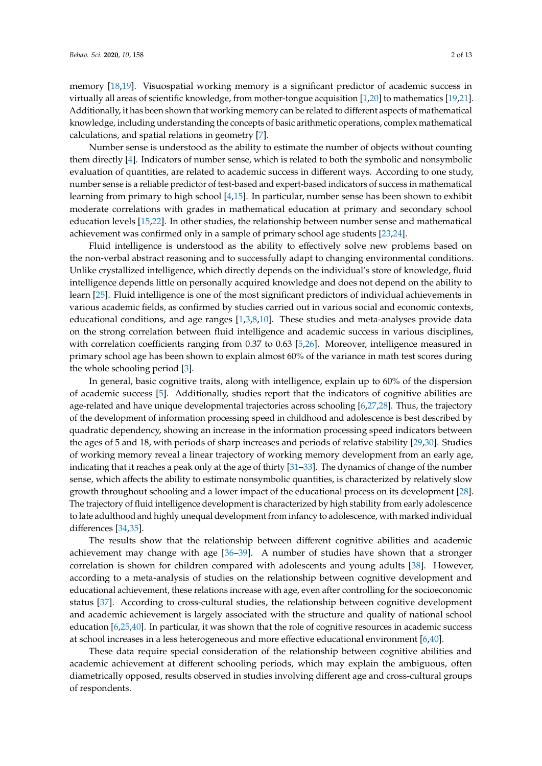memory [18,19]. Visuospatial working memory is a significant predictor of academic success in virtually all areas of scientific knowledge, from mother-tongue acquisition [1,20] to mathematics [19,21]. Additionally, it has been shown that working memory can be related to different aspects of mathematical knowledge, including understanding the concepts of basic arithmetic operations, complex mathematical calculations, and spatial relations in geometry [7].

Number sense is understood as the ability to estimate the number of objects without counting them directly [4]. Indicators of number sense, which is related to both the symbolic and nonsymbolic evaluation of quantities, are related to academic success in different ways. According to one study, number sense is a reliable predictor of test-based and expert-based indicators of success in mathematical learning from primary to high school [4,15]. In particular, number sense has been shown to exhibit moderate correlations with grades in mathematical education at primary and secondary school education levels [15,22]. In other studies, the relationship between number sense and mathematical achievement was confirmed only in a sample of primary school age students [23,24].

Fluid intelligence is understood as the ability to effectively solve new problems based on the non-verbal abstract reasoning and to successfully adapt to changing environmental conditions. Unlike crystallized intelligence, which directly depends on the individual's store of knowledge, fluid intelligence depends little on personally acquired knowledge and does not depend on the ability to learn [25]. Fluid intelligence is one of the most significant predictors of individual achievements in various academic fields, as confirmed by studies carried out in various social and economic contexts, educational conditions, and age ranges [1,3,8,10]. These studies and meta-analyses provide data on the strong correlation between fluid intelligence and academic success in various disciplines, with correlation coefficients ranging from 0.37 to 0.63 [5,26]. Moreover, intelligence measured in primary school age has been shown to explain almost 60% of the variance in math test scores during the whole schooling period [3].

In general, basic cognitive traits, along with intelligence, explain up to 60% of the dispersion of academic success [5]. Additionally, studies report that the indicators of cognitive abilities are age-related and have unique developmental trajectories across schooling [6,27,28]. Thus, the trajectory of the development of information processing speed in childhood and adolescence is best described by quadratic dependency, showing an increase in the information processing speed indicators between the ages of 5 and 18, with periods of sharp increases and periods of relative stability [29,30]. Studies of working memory reveal a linear trajectory of working memory development from an early age, indicating that it reaches a peak only at the age of thirty [31–33]. The dynamics of change of the number sense, which affects the ability to estimate nonsymbolic quantities, is characterized by relatively slow growth throughout schooling and a lower impact of the educational process on its development [28]. The trajectory of fluid intelligence development is characterized by high stability from early adolescence to late adulthood and highly unequal development from infancy to adolescence, with marked individual differences [34,35].

The results show that the relationship between different cognitive abilities and academic achievement may change with age [36–39]. A number of studies have shown that a stronger correlation is shown for children compared with adolescents and young adults [38]. However, according to a meta-analysis of studies on the relationship between cognitive development and educational achievement, these relations increase with age, even after controlling for the socioeconomic status [37]. According to cross-cultural studies, the relationship between cognitive development and academic achievement is largely associated with the structure and quality of national school education [6,25,40]. In particular, it was shown that the role of cognitive resources in academic success at school increases in a less heterogeneous and more effective educational environment [6,40].

These data require special consideration of the relationship between cognitive abilities and academic achievement at different schooling periods, which may explain the ambiguous, often diametrically opposed, results observed in studies involving different age and cross-cultural groups of respondents.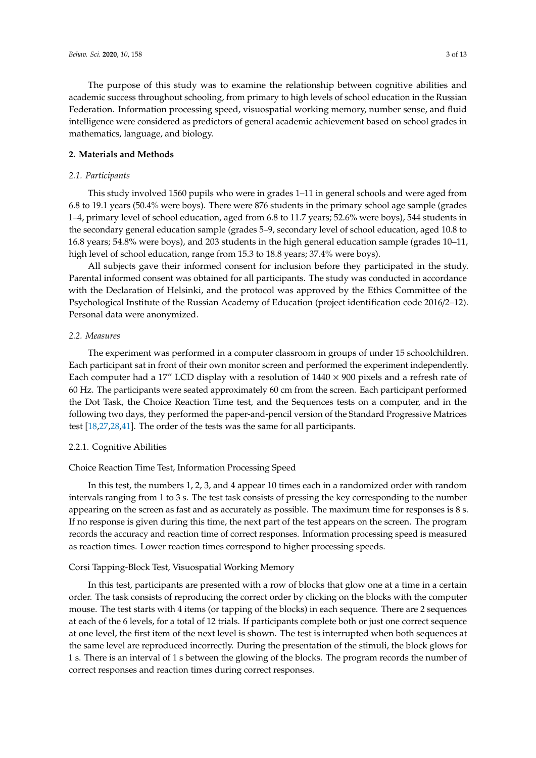The purpose of this study was to examine the relationship between cognitive abilities and academic success throughout schooling, from primary to high levels of school education in the Russian Federation. Information processing speed, visuospatial working memory, number sense, and fluid intelligence were considered as predictors of general academic achievement based on school grades in mathematics, language, and biology.

## 2. Materials and Methods

### 2.1. Participants

This study involved 1560 pupils who were in grades 1–11 in general schools and were aged from 6.8 to 19.1 years (50.4% were boys). There were 876 students in the primary school age sample (grades 1–4, primary level of school education, aged from 6.8 to 11.7 years; 52.6% were boys), 544 students in the secondary general education sample (grades 5–9, secondary level of school education, aged 10.8 to 16.8 years; 54.8% were boys), and 203 students in the high general education sample (grades 10–11, high level of school education, range from 15.3 to 18.8 years; 37.4% were boys).

All subjects gave their informed consent for inclusion before they participated in the study. Parental informed consent was obtained for all participants. The study was conducted in accordance with the Declaration of Helsinki, and the protocol was approved by the Ethics Committee of the Psychological Institute of the Russian Academy of Education (project identification code 2016/2–12). Personal data were anonymized.

### 2.2. Measures

The experiment was performed in a computer classroom in groups of under 15 schoolchildren. Each participant sat in front of their own monitor screen and performed the experiment independently. Each computer had a 17" LCD display with a resolution of 1440 × 900 pixels and a refresh rate of 60 Hz. The participants were seated approximately 60 cm from the screen. Each participant performed the Dot Task, the Choice Reaction Time test, and the Sequences tests on a computer, and in the following two days, they performed the paper-and-pencil version of the Standard Progressive Matrices test [18,27,28,41]. The order of the tests was the same for all participants.

#### 2.2.1. Cognitive Abilities

Choice Reaction Time Test, Information Processing Speed

In this test, the numbers 1, 2, 3, and 4 appear 10 times each in a randomized order with random intervals ranging from 1 to 3 s. The test task consists of pressing the key corresponding to the number appearing on the screen as fast and as accurately as possible. The maximum time for responses is 8 s. If no response is given during this time, the next part of the test appears on the screen. The program records the accuracy and reaction time of correct responses. Information processing speed is measured as reaction times. Lower reaction times correspond to higher processing speeds.

Corsi Tapping-Block Test, Visuospatial Working Memory

In this test, participants are presented with a row of blocks that glow one at a time in a certain order. The task consists of reproducing the correct order by clicking on the blocks with the computer mouse. The test starts with 4 items (or tapping of the blocks) in each sequence. There are 2 sequences at each of the 6 levels, for a total of 12 trials. If participants complete both or just one correct sequence at one level, the first item of the next level is shown. The test is interrupted when both sequences at the same level are reproduced incorrectly. During the presentation of the stimuli, the block glows for 1 s. There is an interval of 1 s between the glowing of the blocks. The program records the number of correct responses and reaction times during correct responses.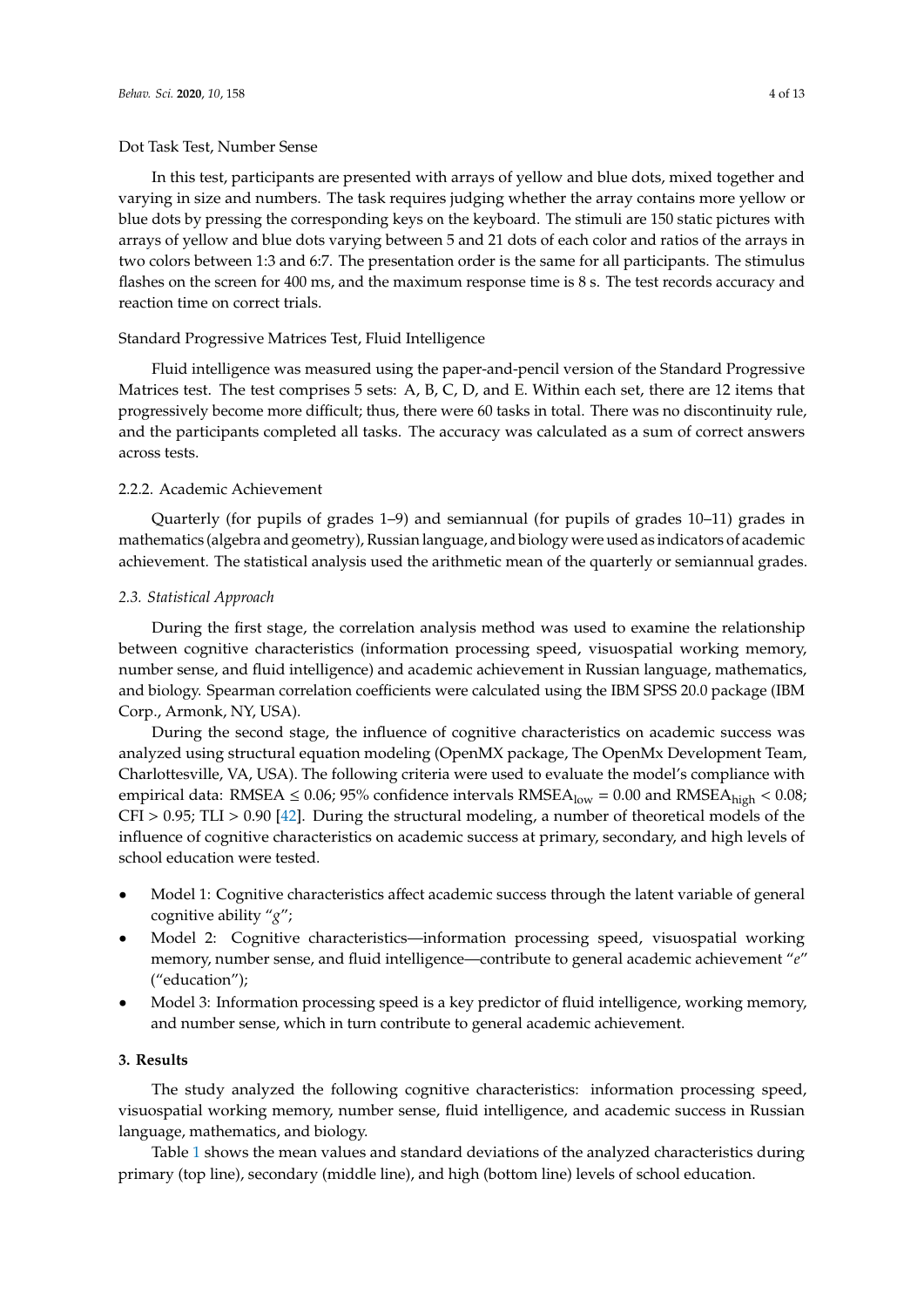Dot Task Test, Number Sense

In this test, participants are presented with arrays of yellow and blue dots, mixed together and varying in size and numbers. The task requires judging whether the array contains more yellow or blue dots by pressing the corresponding keys on the keyboard. The stimuli are 150 static pictures with arrays of yellow and blue dots varying between 5 and 21 dots of each color and ratios of the arrays in two colors between 1:3 and 6:7. The presentation order is the same for all participants. The stimulus flashes on the screen for 400 ms, and the maximum response time is 8 s. The test records accuracy and reaction time on correct trials.

Standard Progressive Matrices Test, Fluid Intelligence

Fluid intelligence was measured using the paper-and-pencil version of the Standard Progressive Matrices test. The test comprises 5 sets: A, B, C, D, and E. Within each set, there are 12 items that progressively become more difficult; thus, there were 60 tasks in total. There was no discontinuity rule, and the participants completed all tasks. The accuracy was calculated as a sum of correct answers across tests.

#### 2.2.2. Academic Achievement

Quarterly (for pupils of grades 1–9) and semiannual (for pupils of grades 10–11) grades in mathematics (algebra and geometry), Russian language, and biology were used as indicators of academic achievement. The statistical analysis used the arithmetic mean of the quarterly or semiannual grades.

### *2.3. Statistical Approach*

During the first stage, the correlation analysis method was used to examine the relationship between cognitive characteristics (information processing speed, visuospatial working memory, number sense, and fluid intelligence) and academic achievement in Russian language, mathematics, and biology. Spearman correlation coefficients were calculated using the IBM SPSS 20.0 package (IBM Corp., Armonk, NY, USA).

During the second stage, the influence of cognitive characteristics on academic success was analyzed using structural equation modeling (OpenMX package, The OpenMx Development Team, Charlottesville, VA, USA). The following criteria were used to evaluate the model's compliance with empirical data: RMSEA $\leq 0.06$; 95% confidence intervals $\text{RMSEA}_{\text{low}} = 0.00$ and $\text{RMSEA}_{\text{high}} < 0.08$; CFI $> 0.95$; TLI $> 0.90$ [42]. During the structural modeling, a number of theoretical models of the influence of cognitive characteristics on academic success at primary, secondary, and high levels of school education were tested.

- Model 1: Cognitive characteristics affect academic success through the latent variable of general cognitive ability "*g*";
- Model 2: Cognitive characteristics—information processing speed, visuospatial working memory, number sense, and fluid intelligence—contribute to general academic achievement "*e*" ("education");
- Model 3: Information processing speed is a key predictor of fluid intelligence, working memory, and number sense, which in turn contribute to general academic achievement.

## 3. Results

The study analyzed the following cognitive characteristics: information processing speed, visuospatial working memory, number sense, fluid intelligence, and academic success in Russian language, mathematics, and biology.

Table 1 shows the mean values and standard deviations of the analyzed characteristics during primary (top line), secondary (middle line), and high (bottom line) levels of school education.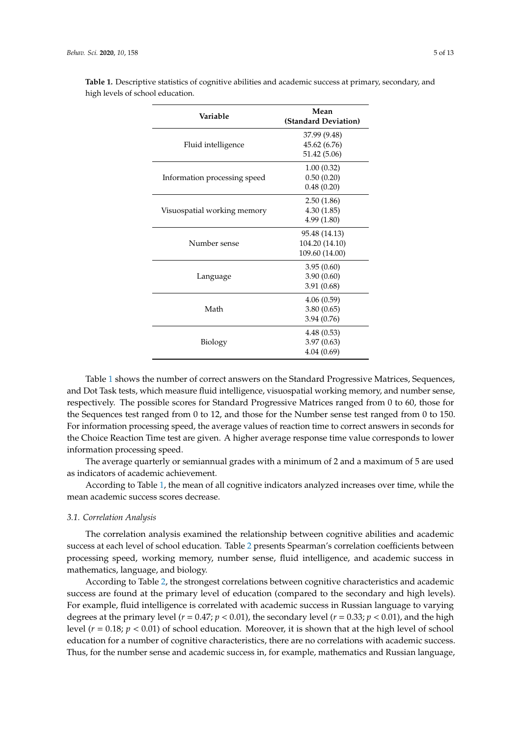**Table 1.** Descriptive statistics of cognitive abilities and academic success at primary, secondary, and high levels of school education.

| Variable | Mean (Standard Deviation) |
|---|---|
| Fluid intelligence | 37.99 (9.48)<br>45.62 (6.76)<br>51.42 (5.06) |
| Information processing speed | 1.00 (0.32)<br>0.50 (0.20)<br>0.48 (0.20) |
| Visuospatial working memory | 2.50 (1.86)<br>4.30 (1.85)<br>4.99 (1.80) |
| Number sense | 95.48 (14.13)<br>104.20 (14.10)<br>109.60 (14.00) |
| Language | 3.95 (0.60)<br>3.90 (0.60)<br>3.91 (0.68) |
| Math | 4.06 (0.59)<br>3.80 (0.65)<br>3.94 (0.76) |
| Biology | 4.48 (0.53)<br>3.97 (0.63)<br>4.04 (0.69) |

Table 1 shows the number of correct answers on the Standard Progressive Matrices, Sequences, and Dot Task tests, which measure fluid intelligence, visuospatial working memory, and number sense, respectively. The possible scores for Standard Progressive Matrices ranged from 0 to 60, those for the Sequences test ranged from 0 to 12, and those for the Number sense test ranged from 0 to 150. For information processing speed, the average values of reaction time to correct answers in seconds for the Choice Reaction Time test are given. A higher average response time value corresponds to lower information processing speed.

The average quarterly or semiannual grades with a minimum of 2 and a maximum of 5 are used as indicators of academic achievement.

According to Table 1, the mean of all cognitive indicators analyzed increases over time, while the mean academic success scores decrease.

### *3.1. Correlation Analysis*

The correlation analysis examined the relationship between cognitive abilities and academic success at each level of school education. Table 2 presents Spearman's correlation coefficients between processing speed, working memory, number sense, fluid intelligence, and academic success in mathematics, language, and biology.

According to Table 2, the strongest correlations between cognitive characteristics and academic success are found at the primary level of education (compared to the secondary and high levels). For example, fluid intelligence is correlated with academic success in Russian language to varying degrees at the primary level ($r = 0.47$; $p < 0.01$), the secondary level ($r = 0.33$; $p < 0.01$), and the high level ($r = 0.18$; $p < 0.01$) of school education. Moreover, it is shown that at the high level of school education for a number of cognitive characteristics, there are no correlations with academic success. Thus, for the number sense and academic success in, for example, mathematics and Russian language,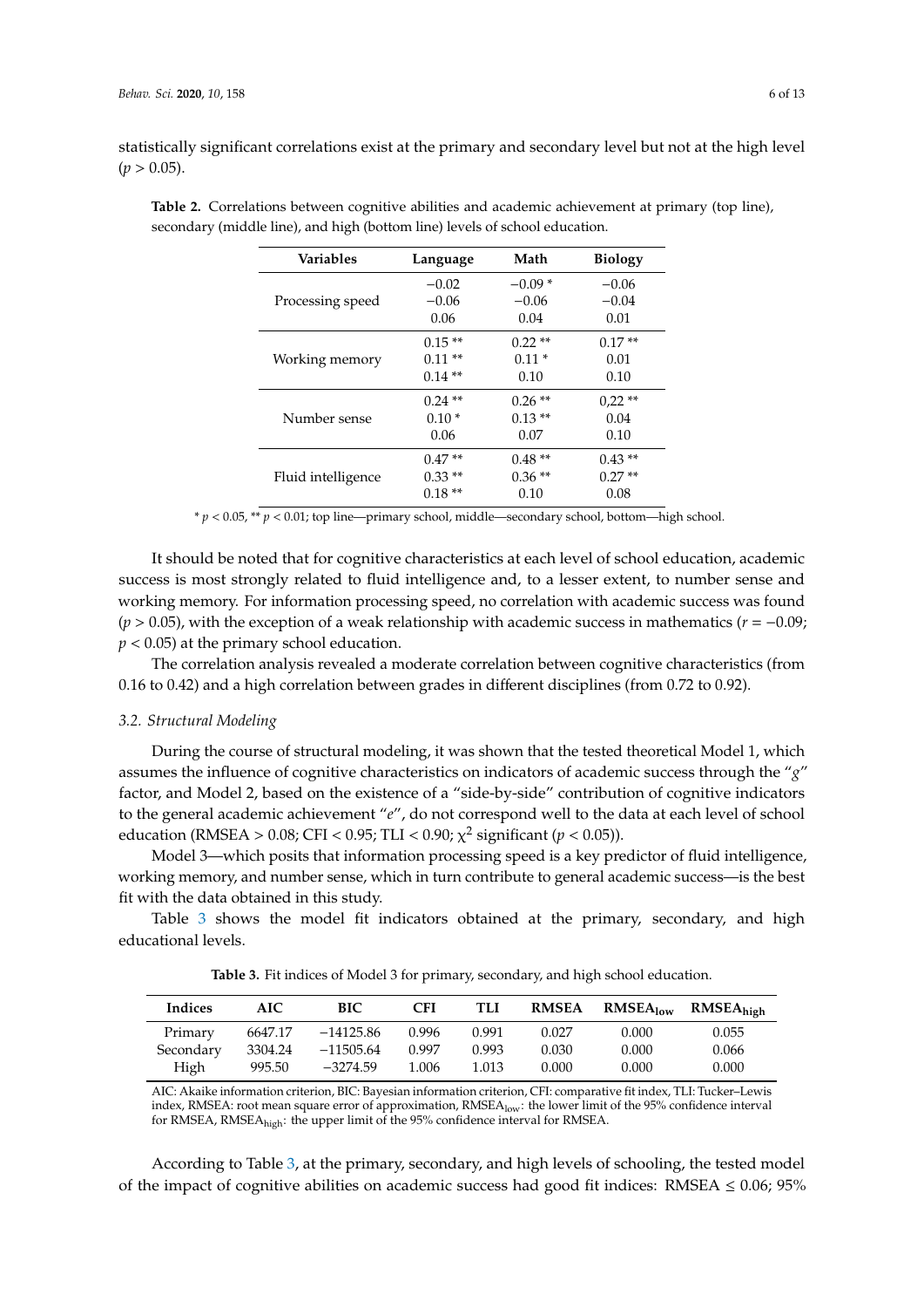statistically significant correlations exist at the primary and secondary level but not at the high level ($p > 0.05$).

**Table 2.** Correlations between cognitive abilities and academic achievement at primary (top line), secondary (middle line), and high (bottom line) levels of school education.

| Variables | Language | Math | Biology |
|---|---|---|---|
| Processing speed | −0.02<br>−0.06<br>0.06 | −0.09 *<br>−0.06<br>0.04 | −0.06<br>−0.04<br>0.01 |
| Working memory | 0.15 **<br>0.11 **<br>0.14 ** | 0.22 **<br>0.11 *<br>0.10 | 0.17 **<br>0.01<br>0.10 |
| Number sense | 0.24 **<br>0.10 *<br>0.06 | 0.26 **<br>0.13 **<br>0.07 | 0,22 **<br>0.04<br>0.10 |
| Fluid intelligence | 0.47 **<br>0.33 **<br>0.18 ** | 0.48 **<br>0.36 **<br>0.10 | 0.43 **<br>0.27 **<br>0.08 |

* $p < 0.05$, ** $p < 0.01$; top line—primary school, middle—secondary school, bottom—high school.

It should be noted that for cognitive characteristics at each level of school education, academic success is most strongly related to fluid intelligence and, to a lesser extent, to number sense and working memory. For information processing speed, no correlation with academic success was found ($p > 0.05$), with the exception of a weak relationship with academic success in mathematics ($r = -0.09$; $p < 0.05$) at the primary school education.

The correlation analysis revealed a moderate correlation between cognitive characteristics (from 0.16 to 0.42) and a high correlation between grades in different disciplines (from 0.72 to 0.92).

### 3.2. Structural Modeling

During the course of structural modeling, it was shown that the tested theoretical Model 1, which assumes the influence of cognitive characteristics on indicators of academic success through the "*g*" factor, and Model 2, based on the existence of a "side-by-side" contribution of cognitive indicators to the general academic achievement "*e*", do not correspond well to the data at each level of school education (RMSEA > 0.08; CFI < 0.95; TLI < 0.90; $\chi^2$ significant ($p < 0.05$)).

Model 3—which posits that information processing speed is a key predictor of fluid intelligence, working memory, and number sense, which in turn contribute to general academic success—is the best fit with the data obtained in this study.

Table 3 shows the model fit indicators obtained at the primary, secondary, and high educational levels.

**Table 3.** Fit indices of Model 3 for primary, secondary, and high school education.

| Indices | AIC | BIC | CFI | TLI | RMSEA | $RMSEA_{low}$ | $RMSEA_{high}$ |
|---|---|---|---|---|---|---|---|
| Primary | 6647.17 | −14125.86 | 0.996 | 0.991 | 0.027 | 0.000 | 0.055 |
| Secondary | 3304.24 | −11505.64 | 0.997 | 0.993 | 0.030 | 0.000 | 0.066 |
| High | 995.50 | −3274.59 | 1.006 | 1.013 | 0.000 | 0.000 | 0.000 |

AIC: Akaike information criterion, BIC: Bayesian information criterion, CFI: comparative fit index, TLI: Tucker–Lewis index, RMSEA: root mean square error of approximation, $RMSEA_{low}$: the lower limit of the 95% confidence interval for RMSEA, $RMSEA_{high}$: the upper limit of the 95% confidence interval for RMSEA.

According to Table 3, at the primary, secondary, and high levels of schooling, the tested model of the impact of cognitive abilities on academic success had good fit indices: RMSEA $\leq$ 0.06; 95%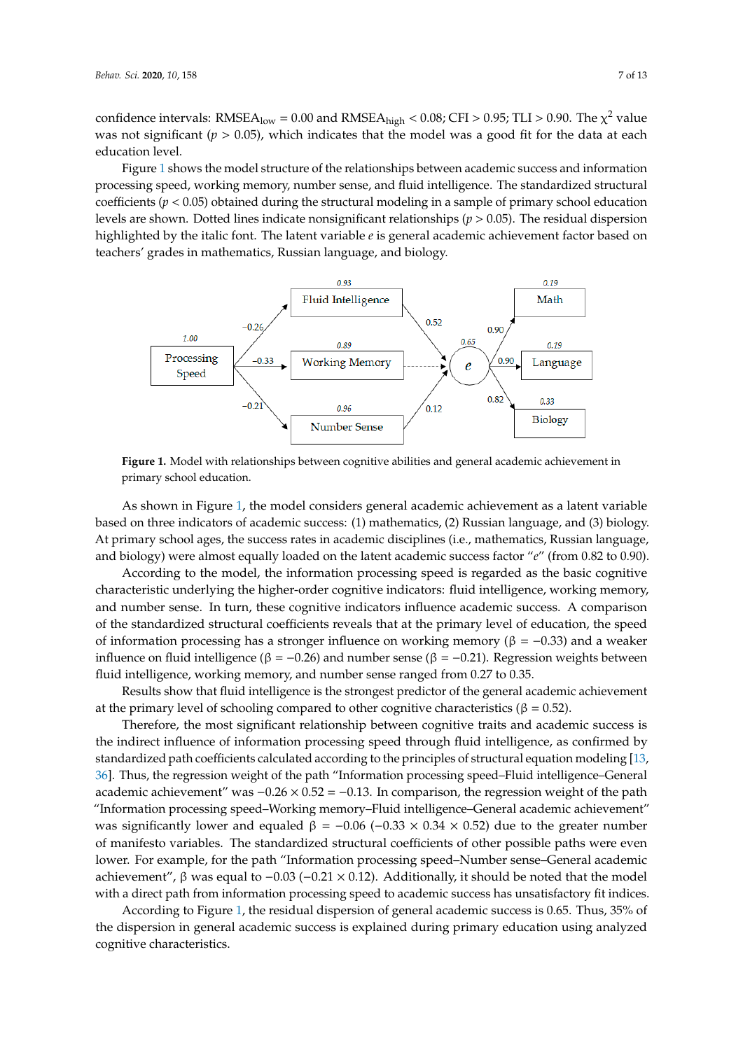confidence intervals: $RMSEA_{low} = 0.00$ and $RMSEA_{high} < 0.08$; CFI > 0.95; TLI > 0.90. The $\chi^2$ value was not significant ($p > 0.05$), which indicates that the model was a good fit for the data at each education level.

Figure 1 shows the model structure of the relationships between academic success and information processing speed, working memory, number sense, and fluid intelligence. The standardized structural coefficients ($p < 0.05$) obtained during the structural modeling in a sample of primary school education levels are shown. Dotted lines indicate nonsignificant relationships ($p > 0.05$). The residual dispersion highlighted by the italic font. The latent variable *e* is general academic achievement factor based on teachers' grades in mathematics, Russian language, and biology.

**Figure 1.** Model with relationships between cognitive abilities and general academic achievement in primary school education.

As shown in Figure 1, the model considers general academic achievement as a latent variable based on three indicators of academic success: (1) mathematics, (2) Russian language, and (3) biology. At primary school ages, the success rates in academic disciplines (i.e., mathematics, Russian language, and biology) were almost equally loaded on the latent academic success factor "*e*" (from 0.82 to 0.90).

According to the model, the information processing speed is regarded as the basic cognitive characteristic underlying the higher-order cognitive indicators: fluid intelligence, working memory, and number sense. In turn, these cognitive indicators influence academic success. A comparison of the standardized structural coefficients reveals that at the primary level of education, the speed of information processing has a stronger influence on working memory ($\beta = -0.33$) and a weaker influence on fluid intelligence ($\beta = -0.26$) and number sense ($\beta = -0.21$). Regression weights between fluid intelligence, working memory, and number sense ranged from 0.27 to 0.35.

Results show that fluid intelligence is the strongest predictor of the general academic achievement at the primary level of schooling compared to other cognitive characteristics ($\beta = 0.52$).

Therefore, the most significant relationship between cognitive traits and academic success is the indirect influence of information processing speed through fluid intelligence, as confirmed by standardized path coefficients calculated according to the principles of structural equation modeling [13, 36]. Thus, the regression weight of the path "Information processing speed–Fluid intelligence–General academic achievement" was $-0.26 \times 0.52 = -0.13$. In comparison, the regression weight of the path "Information processing speed–Working memory–Fluid intelligence–General academic achievement" was significantly lower and equaled $\beta = -0.06$ ($-0.33 \times 0.34 \times 0.52$) due to the greater number of manifesto variables. The standardized structural coefficients of other possible paths were even lower. For example, for the path "Information processing speed–Number sense–General academic achievement", $\beta$ was equal to $-0.03$ ($-0.21 \times 0.12$). Additionally, it should be noted that the model with a direct path from information processing speed to academic success has unsatisfactory fit indices.

According to Figure 1, the residual dispersion of general academic success is 0.65. Thus, 35% of the dispersion in general academic success is explained during primary education using analyzed cognitive characteristics.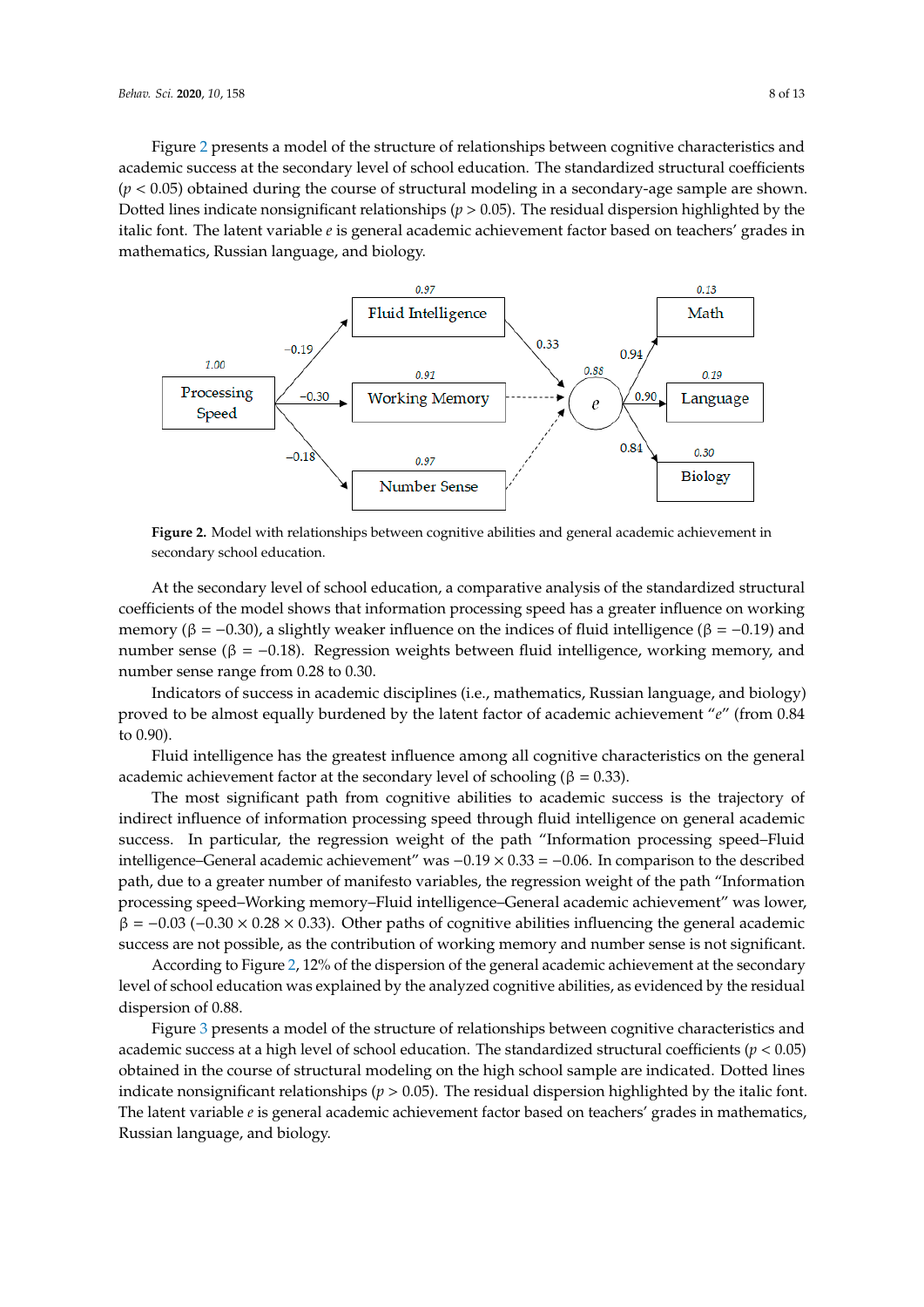Figure 2 presents a model of the structure of relationships between cognitive characteristics and academic success at the secondary level of school education. The standardized structural coefficients ($p < 0.05$) obtained during the course of structural modeling in a secondary-age sample are shown. Dotted lines indicate nonsignificant relationships ($p > 0.05$). The residual dispersion highlighted by the italic font. The latent variable *e* is general academic achievement factor based on teachers' grades in mathematics, Russian language, and biology.

**Figure 2.** Model with relationships between cognitive abilities and general academic achievement in secondary school education.

At the secondary level of school education, a comparative analysis of the standardized structural coefficients of the model shows that information processing speed has a greater influence on working memory ($\beta = -0.30$), a slightly weaker influence on the indices of fluid intelligence ($\beta = -0.19$) and number sense ($\beta = -0.18$). Regression weights between fluid intelligence, working memory, and number sense range from 0.28 to 0.30.

Indicators of success in academic disciplines (i.e., mathematics, Russian language, and biology) proved to be almost equally burdened by the latent factor of academic achievement "*e*" (from 0.84 to 0.90).

Fluid intelligence has the greatest influence among all cognitive characteristics on the general academic achievement factor at the secondary level of schooling ($\beta = 0.33$).

The most significant path from cognitive abilities to academic success is the trajectory of indirect influence of information processing speed through fluid intelligence on general academic success. In particular, the regression weight of the path "Information processing speed–Fluid intelligence–General academic achievement" was $-0.19 \times 0.33 = -0.06$. In comparison to the described path, due to a greater number of manifesto variables, the regression weight of the path "Information processing speed–Working memory–Fluid intelligence–General academic achievement" was lower, $\beta = -0.03$ ($-0.30 \times 0.28 \times 0.33$). Other paths of cognitive abilities influencing the general academic success are not possible, as the contribution of working memory and number sense is not significant.

According to Figure 2, 12% of the dispersion of the general academic achievement at the secondary level of school education was explained by the analyzed cognitive abilities, as evidenced by the residual dispersion of 0.88.

Figure 3 presents a model of the structure of relationships between cognitive characteristics and academic success at a high level of school education. The standardized structural coefficients ($p < 0.05$) obtained in the course of structural modeling on the high school sample are indicated. Dotted lines indicate nonsignificant relationships ($p > 0.05$). The residual dispersion highlighted by the italic font. The latent variable *e* is general academic achievement factor based on teachers' grades in mathematics, Russian language, and biology.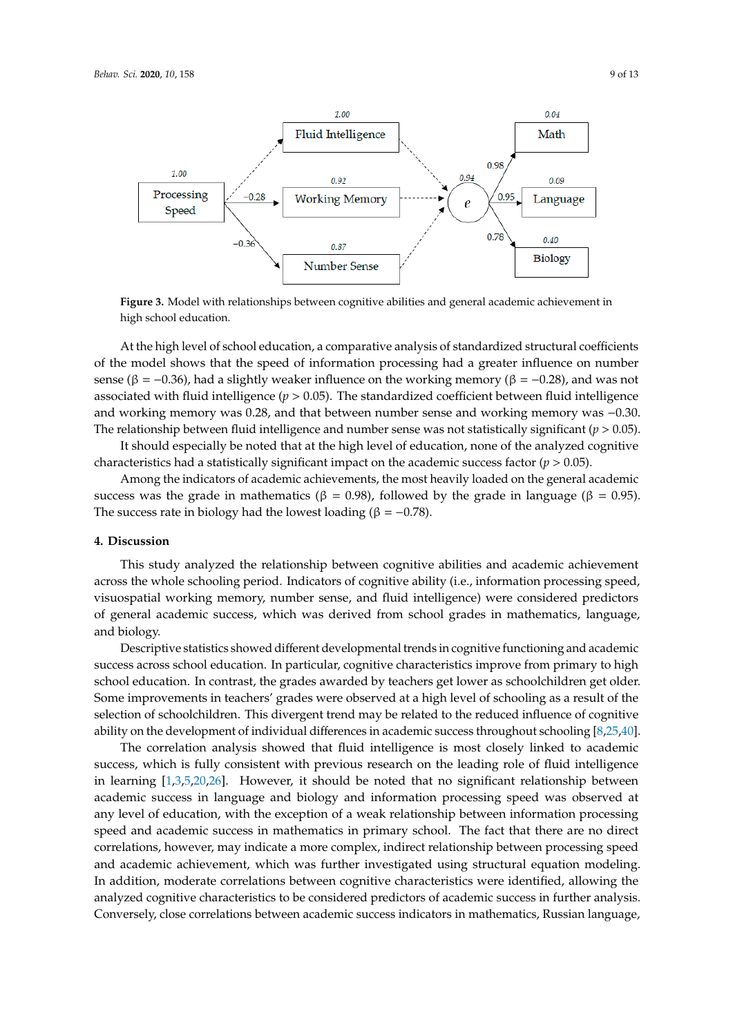**Figure 3.** Model with relationships between cognitive abilities and general academic achievement in high school education.

At the high level of school education, a comparative analysis of standardized structural coefficients of the model shows that the speed of information processing had a greater influence on number sense (β = −0.36), had a slightly weaker influence on the working memory (β = −0.28), and was not associated with fluid intelligence ($p > 0.05$). The standardized coefficient between fluid intelligence and working memory was 0.28, and that between number sense and working memory was −0.30. The relationship between fluid intelligence and number sense was not statistically significant ($p > 0.05$).

It should especially be noted that at the high level of education, none of the analyzed cognitive characteristics had a statistically significant impact on the academic success factor ($p > 0.05$).

Among the indicators of academic achievements, the most heavily loaded on the general academic success was the grade in mathematics (β = 0.98), followed by the grade in language (β = 0.95). The success rate in biology had the lowest loading (β = −0.78).

## 4. Discussion

This study analyzed the relationship between cognitive abilities and academic achievement across the whole schooling period. Indicators of cognitive ability (i.e., information processing speed, visuospatial working memory, number sense, and fluid intelligence) were considered predictors of general academic success, which was derived from school grades in mathematics, language, and biology.

Descriptive statistics showed different developmental trends in cognitive functioning and academic success across school education. In particular, cognitive characteristics improve from primary to high school education. In contrast, the grades awarded by teachers get lower as schoolchildren get older. Some improvements in teachers' grades were observed at a high level of schooling as a result of the selection of schoolchildren. This divergent trend may be related to the reduced influence of cognitive ability on the development of individual differences in academic success throughout schooling [8,25,40].

The correlation analysis showed that fluid intelligence is most closely linked to academic success, which is fully consistent with previous research on the leading role of fluid intelligence in learning [1,3,5,20,26]. However, it should be noted that no significant relationship between academic success in language and biology and information processing speed was observed at any level of education, with the exception of a weak relationship between information processing speed and academic success in mathematics in primary school. The fact that there are no direct correlations, however, may indicate a more complex, indirect relationship between processing speed and academic achievement, which was further investigated using structural equation modeling. In addition, moderate correlations between cognitive characteristics were identified, allowing the analyzed cognitive characteristics to be considered predictors of academic success in further analysis. Conversely, close correlations between academic success indicators in mathematics, Russian language,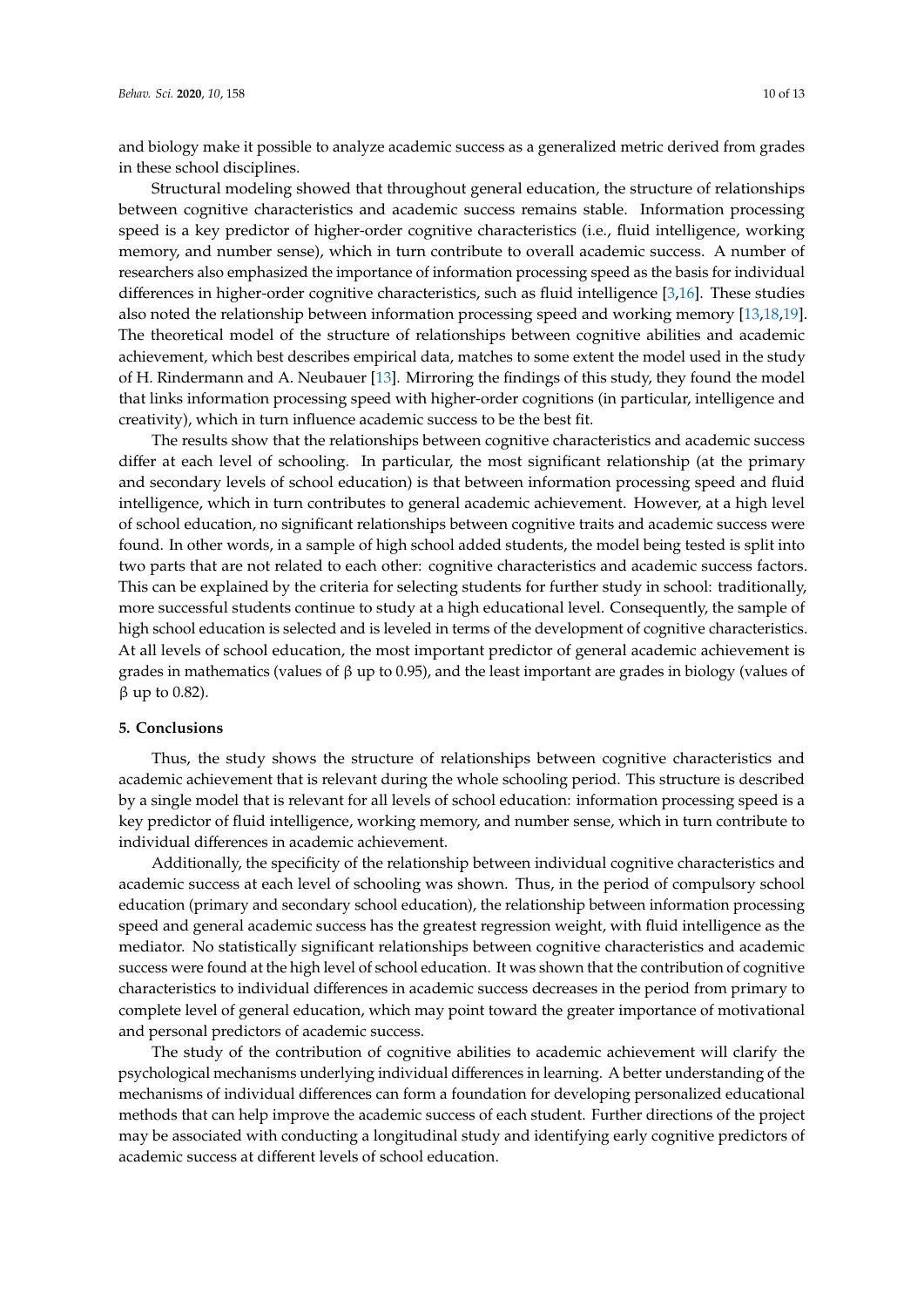and biology make it possible to analyze academic success as a generalized metric derived from grades in these school disciplines.

Structural modeling showed that throughout general education, the structure of relationships between cognitive characteristics and academic success remains stable. Information processing speed is a key predictor of higher-order cognitive characteristics (i.e., fluid intelligence, working memory, and number sense), which in turn contribute to overall academic success. A number of researchers also emphasized the importance of information processing speed as the basis for individual differences in higher-order cognitive characteristics, such as fluid intelligence [3,16]. These studies also noted the relationship between information processing speed and working memory [13,18,19]. The theoretical model of the structure of relationships between cognitive abilities and academic achievement, which best describes empirical data, matches to some extent the model used in the study of H. Rindermann and A. Neubauer [13]. Mirroring the findings of this study, they found the model that links information processing speed with higher-order cognitions (in particular, intelligence and creativity), which in turn influence academic success to be the best fit.

The results show that the relationships between cognitive characteristics and academic success differ at each level of schooling. In particular, the most significant relationship (at the primary and secondary levels of school education) is that between information processing speed and fluid intelligence, which in turn contributes to general academic achievement. However, at a high level of school education, no significant relationships between cognitive traits and academic success were found. In other words, in a sample of high school added students, the model being tested is split into two parts that are not related to each other: cognitive characteristics and academic success factors. This can be explained by the criteria for selecting students for further study in school: traditionally, more successful students continue to study at a high educational level. Consequently, the sample of high school education is selected and is leveled in terms of the development of cognitive characteristics. At all levels of school education, the most important predictor of general academic achievement is grades in mathematics (values of β up to 0.95), and the least important are grades in biology (values of β up to 0.82).

## 5. Conclusions

Thus, the study shows the structure of relationships between cognitive characteristics and academic achievement that is relevant during the whole schooling period. This structure is described by a single model that is relevant for all levels of school education: information processing speed is a key predictor of fluid intelligence, working memory, and number sense, which in turn contribute to individual differences in academic achievement.

Additionally, the specificity of the relationship between individual cognitive characteristics and academic success at each level of schooling was shown. Thus, in the period of compulsory school education (primary and secondary school education), the relationship between information processing speed and general academic success has the greatest regression weight, with fluid intelligence as the mediator. No statistically significant relationships between cognitive characteristics and academic success were found at the high level of school education. It was shown that the contribution of cognitive characteristics to individual differences in academic success decreases in the period from primary to complete level of general education, which may point toward the greater importance of motivational and personal predictors of academic success.

The study of the contribution of cognitive abilities to academic achievement will clarify the psychological mechanisms underlying individual differences in learning. A better understanding of the mechanisms of individual differences can form a foundation for developing personalized educational methods that can help improve the academic success of each student. Further directions of the project may be associated with conducting a longitudinal study and identifying early cognitive predictors of academic success at different levels of school education.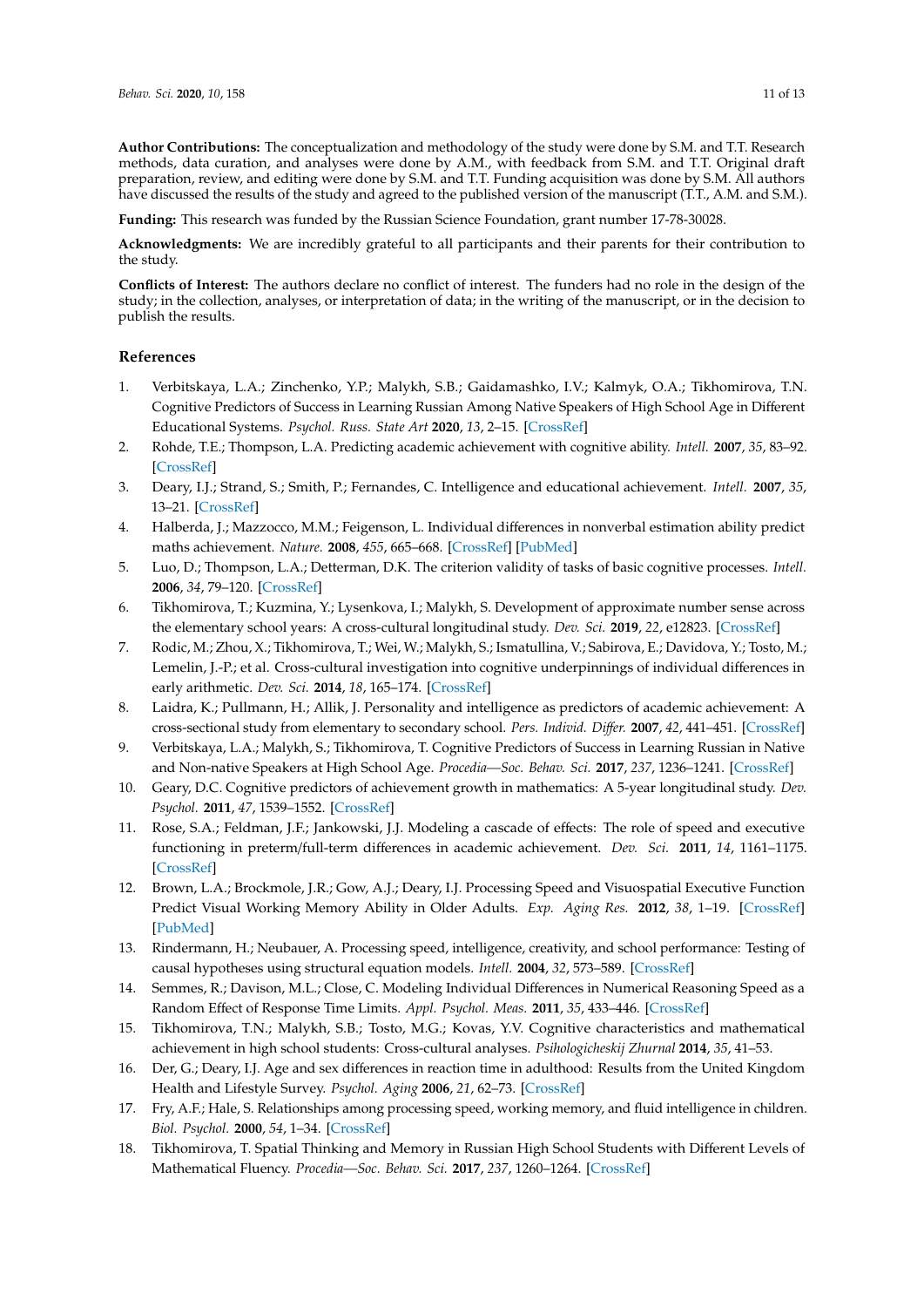**Author Contributions:** The conceptualization and methodology of the study were done by S.M. and T.T. Research methods, data curation, and analyses were done by A.M., with feedback from S.M. and T.T. Original draft preparation, review, and editing were done by S.M. and T.T. Funding acquisition was done by S.M. All authors have discussed the results of the study and agreed to the published version of the manuscript (T.T., A.M. and S.M.).

**Funding:** This research was funded by the Russian Science Foundation, grant number 17-78-30028.

**Acknowledgments:** We are incredibly grateful to all participants and their parents for their contribution to the study.

**Conflicts of Interest:** The authors declare no conflict of interest. The funders had no role in the design of the study; in the collection, analyses, or interpretation of data; in the writing of the manuscript, or in the decision to publish the results.

## References

1. Verbitskaya, L.A.; Zinchenko, Y.P.; Malykh, S.B.; Gaidamashko, I.V.; Kalmyk, O.A.; Tikhomirova, T.N. Cognitive Predictors of Success in Learning Russian Among Native Speakers of High School Age in Different Educational Systems. *Psychol. Russ. State Art* **2020**, *13*, 2–15. [CrossRef]
2. Rohde, T.E.; Thompson, L.A. Predicting academic achievement with cognitive ability. *Intell.* **2007**, *35*, 83–92. [CrossRef]
3. Deary, I.J.; Strand, S.; Smith, P.; Fernandes, C. Intelligence and educational achievement. *Intell.* **2007**, *35*, 13–21. [CrossRef]
4. Halberda, J.; Mazzocco, M.M.; Feigenson, L. Individual differences in nonverbal estimation ability predict maths achievement. *Nature.* **2008**, *455*, 665–668. [CrossRef] [PubMed]
5. Luo, D.; Thompson, L.A.; Detterman, D.K. The criterion validity of tasks of basic cognitive processes. *Intell.* **2006**, *34*, 79–120. [CrossRef]
6. Tikhomirova, T.; Kuzmina, Y.; Lysenkova, I.; Malykh, S. Development of approximate number sense across the elementary school years: A cross-cultural longitudinal study. *Dev. Sci.* **2019**, *22*, e12823. [CrossRef]
7. Rodic, M.; Zhou, X.; Tikhomirova, T.; Wei, W.; Malykh, S.; Ismatullina, V.; Sabirova, E.; Davidova, Y.; Tosto, M.; Lemelin, J.-P.; et al. Cross-cultural investigation into cognitive underpinnings of individual differences in early arithmetic. *Dev. Sci.* **2014**, *18*, 165–174. [CrossRef]
8. Laidra, K.; Pullmann, H.; Allik, J. Personality and intelligence as predictors of academic achievement: A cross-sectional study from elementary to secondary school. *Pers. Individ. Differ.* **2007**, *42*, 441–451. [CrossRef]
9. Verbitskaya, L.A.; Malykh, S.; Tikhomirova, T. Cognitive Predictors of Success in Learning Russian in Native and Non-native Speakers at High School Age. *Procedia—Soc. Behav. Sci.* **2017**, *237*, 1236–1241. [CrossRef]
10. Geary, D.C. Cognitive predictors of achievement growth in mathematics: A 5-year longitudinal study. *Dev. Psychol.* **2011**, *47*, 1539–1552. [CrossRef]
11. Rose, S.A.; Feldman, J.F.; Jankowski, J.J. Modeling a cascade of effects: The role of speed and executive functioning in preterm/full-term differences in academic achievement. *Dev. Sci.* **2011**, *14*, 1161–1175. [CrossRef]
12. Brown, L.A.; Brockmole, J.R.; Gow, A.J.; Deary, I.J. Processing Speed and Visuospatial Executive Function Predict Visual Working Memory Ability in Older Adults. *Exp. Aging Res.* **2012**, *38*, 1–19. [CrossRef] [PubMed]
13. Rindermann, H.; Neubauer, A. Processing speed, intelligence, creativity, and school performance: Testing of causal hypotheses using structural equation models. *Intell.* **2004**, *32*, 573–589. [CrossRef]
14. Semmes, R.; Davison, M.L.; Close, C. Modeling Individual Differences in Numerical Reasoning Speed as a Random Effect of Response Time Limits. *Appl. Psychol. Meas.* **2011**, *35*, 433–446. [CrossRef]
15. Tikhomirova, T.N.; Malykh, S.B.; Tosto, M.G.; Kovas, Y.V. Cognitive characteristics and mathematical achievement in high school students: Cross-cultural analyses. *Psihologicheskij Zhurnal* **2014**, *35*, 41–53.
16. Der, G.; Deary, I.J. Age and sex differences in reaction time in adulthood: Results from the United Kingdom Health and Lifestyle Survey. *Psychol. Aging* **2006**, *21*, 62–73. [CrossRef]
17. Fry, A.F.; Hale, S. Relationships among processing speed, working memory, and fluid intelligence in children. *Biol. Psychol.* **2000**, *54*, 1–34. [CrossRef]
18. Tikhomirova, T. Spatial Thinking and Memory in Russian High School Students with Different Levels of Mathematical Fluency. *Procedia—Soc. Behav. Sci.* **2017**, *237*, 1260–1264. [CrossRef]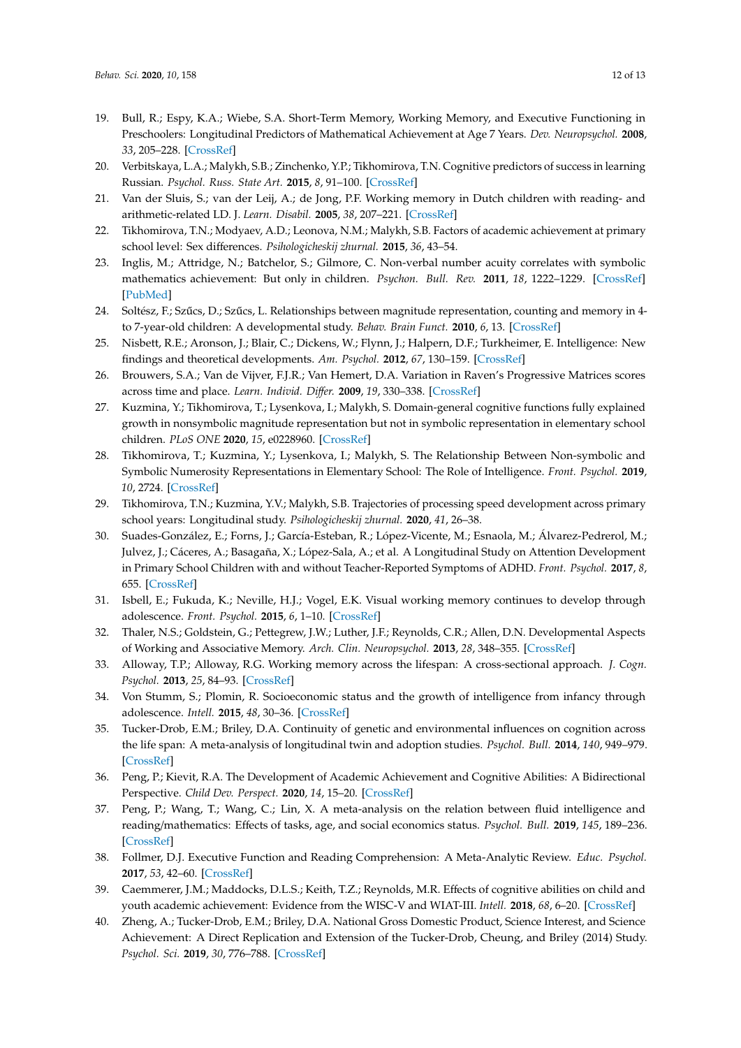19. Bull, R.; Espy, K.A.; Wiebe, S.A. Short-Term Memory, Working Memory, and Executive Functioning in Preschoolers: Longitudinal Predictors of Mathematical Achievement at Age 7 Years. *Dev. Neuropsychol.* **2008**, *33*, 205–228. [CrossRef]
20. Verbitskaya, L.A.; Malykh, S.B.; Zinchenko, Y.P.; Tikhomirova, T.N. Cognitive predictors of success in learning Russian. *Psychol. Russ. State Art.* **2015**, *8*, 91–100. [CrossRef]
21. Van der Sluis, S.; van der Leij, A.; de Jong, P.F. Working memory in Dutch children with reading- and arithmetic-related LD. J. *Learn. Disabil.* **2005**, *38*, 207–221. [CrossRef]
22. Tikhomirova, T.N.; Modyaev, A.D.; Leonova, N.M.; Malykh, S.B. Factors of academic achievement at primary school level: Sex differences. *Psihologicheskij zhurnal.* **2015**, *36*, 43–54.
23. Inglis, M.; Attridge, N.; Batchelor, S.; Gilmore, C. Non-verbal number acuity correlates with symbolic mathematics achievement: But only in children. *Psychon. Bull. Rev.* **2011**, *18*, 1222–1229. [CrossRef] [PubMed]
24. Soltész, F.; Szűcs, D.; Szűcs, L. Relationships between magnitude representation, counting and memory in 4- to 7-year-old children: A developmental study. *Behav. Brain Funct.* **2010**, *6*, 13. [CrossRef]
25. Nisbett, R.E.; Aronson, J.; Blair, C.; Dickens, W.; Flynn, J.; Halpern, D.F.; Turkheimer, E. Intelligence: New findings and theoretical developments. *Am. Psychol.* **2012**, *67*, 130–159. [CrossRef]
26. Brouwers, S.A.; Van de Vijver, F.J.R.; Van Hemert, D.A. Variation in Raven's Progressive Matrices scores across time and place. *Learn. Individ. Differ.* **2009**, *19*, 330–338. [CrossRef]
27. Kuzmina, Y.; Tikhomirova, T.; Lysenkova, I.; Malykh, S. Domain-general cognitive functions fully explained growth in nonsymbolic magnitude representation but not in symbolic representation in elementary school children. *PLoS ONE* **2020**, *15*, e0228960. [CrossRef]
28. Tikhomirova, T.; Kuzmina, Y.; Lysenkova, I.; Malykh, S. The Relationship Between Non-symbolic and Symbolic Numerosity Representations in Elementary School: The Role of Intelligence. *Front. Psychol.* **2019**, *10*, 2724. [CrossRef]
29. Tikhomirova, T.N.; Kuzmina, Y.V.; Malykh, S.B. Trajectories of processing speed development across primary school years: Longitudinal study. *Psihologicheskij zhurnal.* **2020**, *41*, 26–38.
30. Suades-González, E.; Forns, J.; García-Esteban, R.; López-Vicente, M.; Esnaola, M.; Álvarez-Pedrerol, M.; Julvez, J.; Cáceres, A.; Basagaña, X.; López-Sala, A.; et al. A Longitudinal Study on Attention Development in Primary School Children with and without Teacher-Reported Symptoms of ADHD. *Front. Psychol.* **2017**, *8*, 655. [CrossRef]
31. Isbell, E.; Fukuda, K.; Neville, H.J.; Vogel, E.K. Visual working memory continues to develop through adolescence. *Front. Psychol.* **2015**, *6*, 1–10. [CrossRef]
32. Thaler, N.S.; Goldstein, G.; Pettegrew, J.W.; Luther, J.F.; Reynolds, C.R.; Allen, D.N. Developmental Aspects of Working and Associative Memory. *Arch. Clin. Neuropsychol.* **2013**, *28*, 348–355. [CrossRef]
33. Alloway, T.P.; Alloway, R.G. Working memory across the lifespan: A cross-sectional approach. *J. Cogn. Psychol.* **2013**, *25*, 84–93. [CrossRef]
34. Von Stumm, S.; Plomin, R. Socioeconomic status and the growth of intelligence from infancy through adolescence. *Intell.* **2015**, *48*, 30–36. [CrossRef]
35. Tucker-Drob, E.M.; Briley, D.A. Continuity of genetic and environmental influences on cognition across the life span: A meta-analysis of longitudinal twin and adoption studies. *Psychol. Bull.* **2014**, *140*, 949–979. [CrossRef]
36. Peng, P.; Kievit, R.A. The Development of Academic Achievement and Cognitive Abilities: A Bidirectional Perspective. *Child Dev. Perspect.* **2020**, *14*, 15–20. [CrossRef]
37. Peng, P.; Wang, T.; Wang, C.; Lin, X. A meta-analysis on the relation between fluid intelligence and reading/mathematics: Effects of tasks, age, and social economics status. *Psychol. Bull.* **2019**, *145*, 189–236. [CrossRef]
38. Follmer, D.J. Executive Function and Reading Comprehension: A Meta-Analytic Review. *Educ. Psychol.* **2017**, *53*, 42–60. [CrossRef]
39. Caemmerer, J.M.; Maddocks, D.L.S.; Keith, T.Z.; Reynolds, M.R. Effects of cognitive abilities on child and youth academic achievement: Evidence from the WISC-V and WIAT-III. *Intell.* **2018**, *68*, 6–20. [CrossRef]
40. Zheng, A.; Tucker-Drob, E.M.; Briley, D.A. National Gross Domestic Product, Science Interest, and Science Achievement: A Direct Replication and Extension of the Tucker-Drob, Cheung, and Briley (2014) Study. *Psychol. Sci.* **2019**, *30*, 776–788. [CrossRef]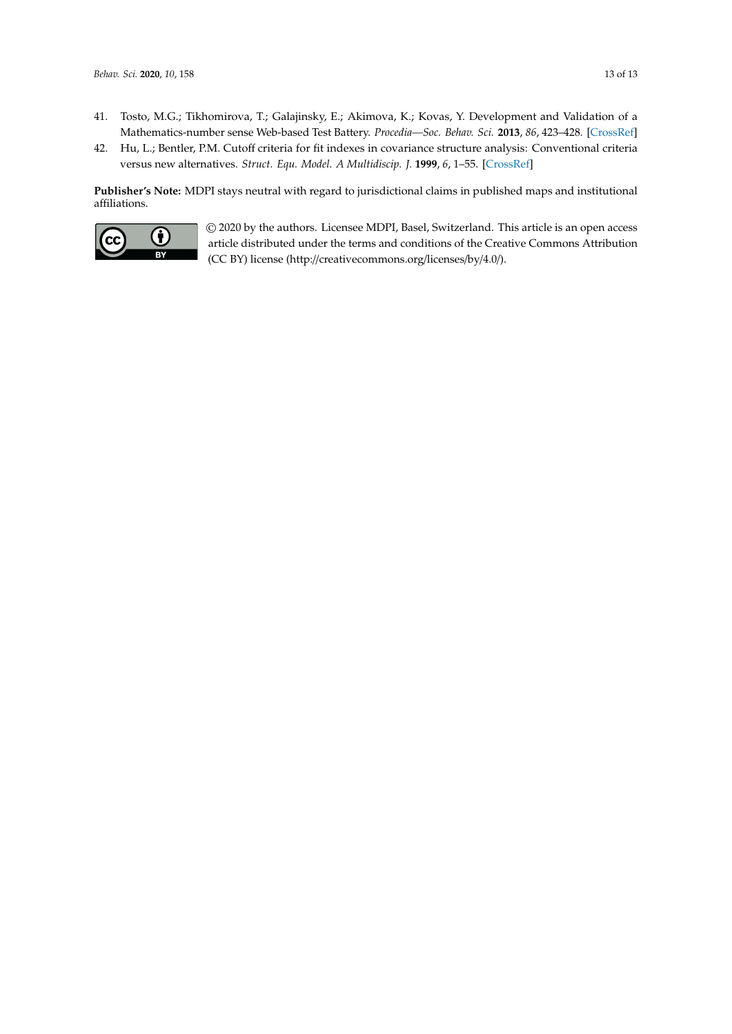41. Tosto, M.G.; Tikhomirova, T.; Galajinsky, E.; Akimova, K.; Kovas, Y. Development and Validation of a Mathematics-number sense Web-based Test Battery. *Procedia—Soc. Behav. Sci.* **2013**, *86*, 423–428. [CrossRef]
42. Hu, L.; Bentler, P.M. Cutoff criteria for fit indexes in covariance structure analysis: Conventional criteria versus new alternatives. *Struct. Equ. Model. A Multidiscip. J.* **1999**, *6*, 1–55. [CrossRef]

**Publisher's Note:** MDPI stays neutral with regard to jurisdictional claims in published maps and institutional affiliations.

© 2020 by the authors. Licensee MDPI, Basel, Switzerland. This article is an open access article distributed under the terms and conditions of the Creative Commons Attribution (CC BY) license (http://creativecommons.org/licenses/by/4.0/).